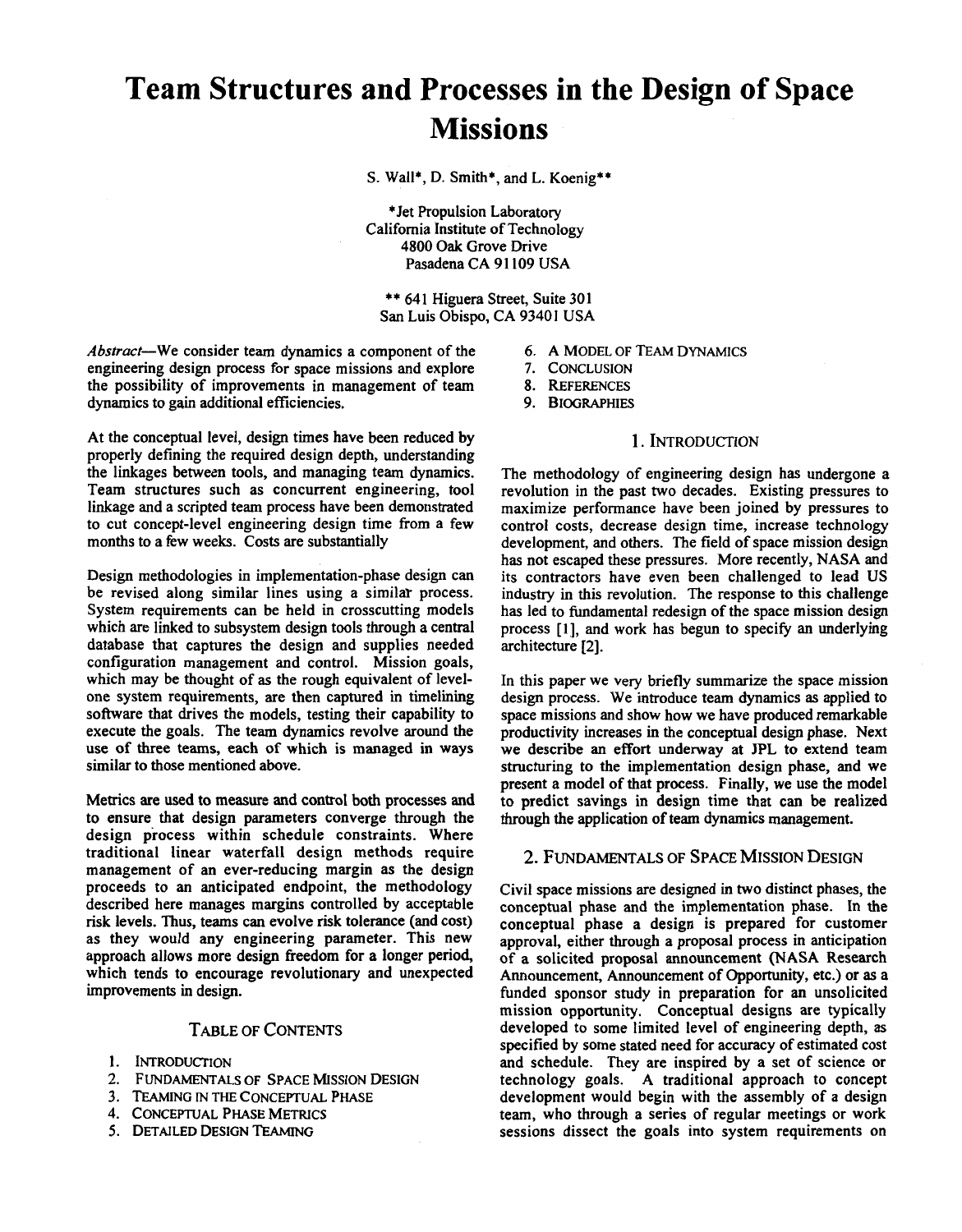# Team Structures and Processes in the Design of Space Missions

S. Wall*, D. Smith*, and L. Koenig**

*Jet Propulsion Laboratory
California Institute of Technology
4800 Oak Grove Drive
Pasadena CA 91109 USA

** 641 Higuera Street, Suite 301
San Luis Obispo, CA 93401 USA

*Abstract*—We consider team dynamics a component of the engineering design process for space missions and explore the possibility of improvements in management of team dynamics to gain additional efficiencies.

At the conceptual level, design times have been reduced by properly defining the required design depth, understanding the linkages between tools, and managing team dynamics. Team structures such as concurrent engineering, tool linkage and a scripted team process have been demonstrated to cut concept-level engineering design time from a few months to a few weeks. Costs are substantially

Design methodologies in implementation-phase design can be revised along similar lines using a similar process. System requirements can be held in crosscutting models which are linked to subsystem design tools through a central database that captures the design and supplies needed configuration management and control. Mission goals, which may be thought of as the rough equivalent of level-one system requirements, are then captured in timelining software that drives the models, testing their capability to execute the goals. The team dynamics revolve around the use of three teams, each of which is managed in ways similar to those mentioned above.

Metrics are used to measure and control both processes and to ensure that design parameters converge through the design process within schedule constraints. Where traditional linear waterfall design methods require management of an ever-reducing margin as the design proceeds to an anticipated endpoint, the methodology described here manages margins controlled by acceptable risk levels. Thus, teams can evolve risk tolerance (and cost) as they would any engineering parameter. This new approach allows more design freedom for a longer period, which tends to encourage revolutionary and unexpected improvements in design.

## Table of Contents

1. Introduction
2. Fundamentals of Space Mission Design
3. Teaming in the Conceptual Phase
4. Conceptual Phase Metrics
5. Detailed Design Teaming
6. A Model of Team Dynamics
7. Conclusion
8. References
9. Biographies

## 1. Introduction

The methodology of engineering design has undergone a revolution in the past two decades. Existing pressures to maximize performance have been joined by pressures to control costs, decrease design time, increase technology development, and others. The field of space mission design has not escaped these pressures. More recently, NASA and its contractors have even been challenged to lead US industry in this revolution. The response to this challenge has led to fundamental redesign of the space mission design process [1], and work has begun to specify an underlying architecture [2].

In this paper we very briefly summarize the space mission design process. We introduce team dynamics as applied to space missions and show how we have produced remarkable productivity increases in the conceptual design phase. Next we describe an effort underway at JPL to extend team structuring to the implementation design phase, and we present a model of that process. Finally, we use the model to predict savings in design time that can be realized through the application of team dynamics management.

## 2. Fundamentals of Space Mission Design

Civil space missions are designed in two distinct phases, the conceptual phase and the implementation phase. In the conceptual phase a design is prepared for customer approval, either through a proposal process in anticipation of a solicited proposal announcement (NASA Research Announcement, Announcement of Opportunity, etc.) or as a funded sponsor study in preparation for an unsolicited mission opportunity. Conceptual designs are typically developed to some limited level of engineering depth, as specified by some stated need for accuracy of estimated cost and schedule. They are inspired by a set of science or technology goals. A traditional approach to concept development would begin with the assembly of a design team, who through a series of regular meetings or work sessions dissect the goals into system requirements on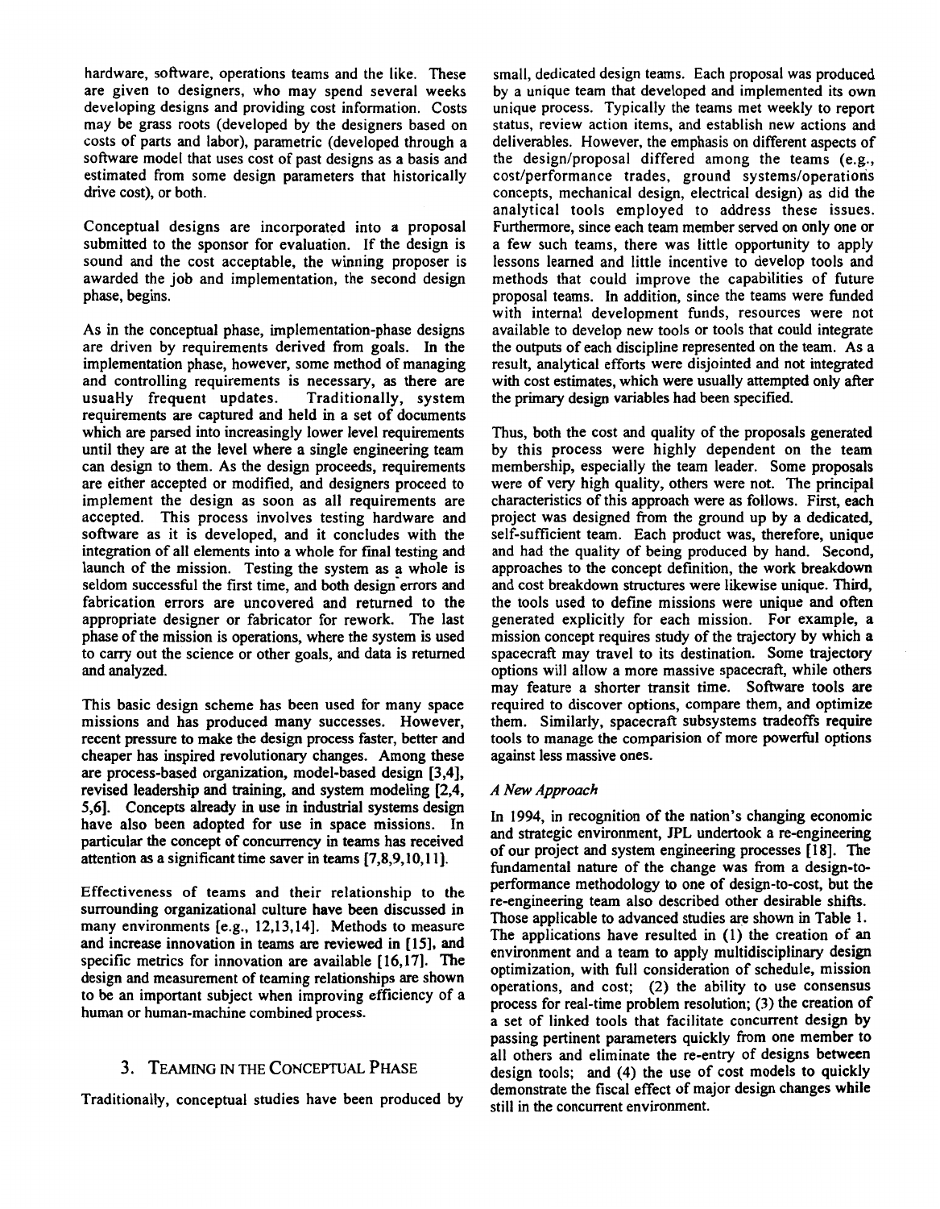hardware, software, operations teams and the like. These are given to designers, who may spend several weeks developing designs and providing cost information. Costs may be grass roots (developed by the designers based on costs of parts and labor), parametric (developed through a software model that uses cost of past designs as a basis and estimated from some design parameters that historically drive cost), or both.

Conceptual designs are incorporated into a proposal submitted to the sponsor for evaluation. If the design is sound and the cost acceptable, the winning proposer is awarded the job and implementation, the second design phase, begins.

As in the conceptual phase, implementation-phase designs are driven by requirements derived from goals. In the implementation phase, however, some method of managing and controlling requirements is necessary, as there are usually frequent updates. Traditionally, system requirements are captured and held in a set of documents which are parsed into increasingly lower level requirements until they are at the level where a single engineering team can design to them. As the design proceeds, requirements are either accepted or modified, and designers proceed to implement the design as soon as all requirements are accepted. This process involves testing hardware and software as it is developed, and it concludes with the integration of all elements into a whole for final testing and launch of the mission. Testing the system as a whole is seldom successful the first time, and both design errors and fabrication errors are uncovered and returned to the appropriate designer or fabricator for rework. The last phase of the mission is operations, where the system is used to carry out the science or other goals, and data is returned and analyzed.

This basic design scheme has been used for many space missions and has produced many successes. However, recent pressure to make the design process faster, better and cheaper has inspired revolutionary changes. Among these are process-based organization, model-based design [3,4], revised leadership and training, and system modeling [2,4, 5,6]. Concepts already in use in industrial systems design have also been adopted for use in space missions. In particular the concept of concurrency in teams has received attention as a significant time saver in teams [7,8,9,10,11].

Effectiveness of teams and their relationship to the surrounding organizational culture have been discussed in many environments [e.g., 12,13,14]. Methods to measure and increase innovation in teams are reviewed in [15], and specific metrics for innovation are available [16,17]. The design and measurement of teaming relationships are shown to be an important subject when improving efficiency of a human or human-machine combined process.

## 3. Teaming in the Conceptual Phase

Traditionally, conceptual studies have been produced by small, dedicated design teams. Each proposal was produced by a unique team that developed and implemented its own unique process. Typically the teams met weekly to report status, review action items, and establish new actions and deliverables. However, the emphasis on different aspects of the design/proposal differed among the teams (e.g., cost/performance trades, ground systems/operations concepts, mechanical design, electrical design) as did the analytical tools employed to address these issues. Furthermore, since each team member served on only one or a few such teams, there was little opportunity to apply lessons learned and little incentive to develop tools and methods that could improve the capabilities of future proposal teams. In addition, since the teams were funded with internal development funds, resources were not available to develop new tools or tools that could integrate the outputs of each discipline represented on the team. As a result, analytical efforts were disjointed and not integrated with cost estimates, which were usually attempted only after the primary design variables had been specified.

Thus, both the cost and quality of the proposals generated by this process were highly dependent on the team membership, especially the team leader. Some proposals were of very high quality, others were not. The principal characteristics of this approach were as follows. First, each project was designed from the ground up by a dedicated, self-sufficient team. Each product was, therefore, unique and had the quality of being produced by hand. Second, approaches to the concept definition, the work breakdown and cost breakdown structures were likewise unique. Third, the tools used to define missions were unique and often generated explicitly for each mission. For example, a mission concept requires study of the trajectory by which a spacecraft may travel to its destination. Some trajectory options will allow a more massive spacecraft, while others may feature a shorter transit time. Software tools are required to discover options, compare them, and optimize them. Similarly, spacecraft subsystems tradeoffs require tools to manage the comparision of more powerful options against less massive ones.

### *A New Approach*

In 1994, in recognition of the nation's changing economic and strategic environment, JPL undertook a re-engineering of our project and system engineering processes [18]. The fundamental nature of the change was from a design-to-performance methodology to one of design-to-cost, but the re-engineering team also described other desirable shifts. Those applicable to advanced studies are shown in Table 1. The applications have resulted in (1) the creation of an environment and a team to apply multidisciplinary design optimization, with full consideration of schedule, mission operations, and cost; (2) the ability to use consensus process for real-time problem resolution; (3) the creation of a set of linked tools that facilitate concurrent design by passing pertinent parameters quickly from one member to all others and eliminate the re-entry of designs between design tools; and (4) the use of cost models to quickly demonstrate the fiscal effect of major design changes while still in the concurrent environment.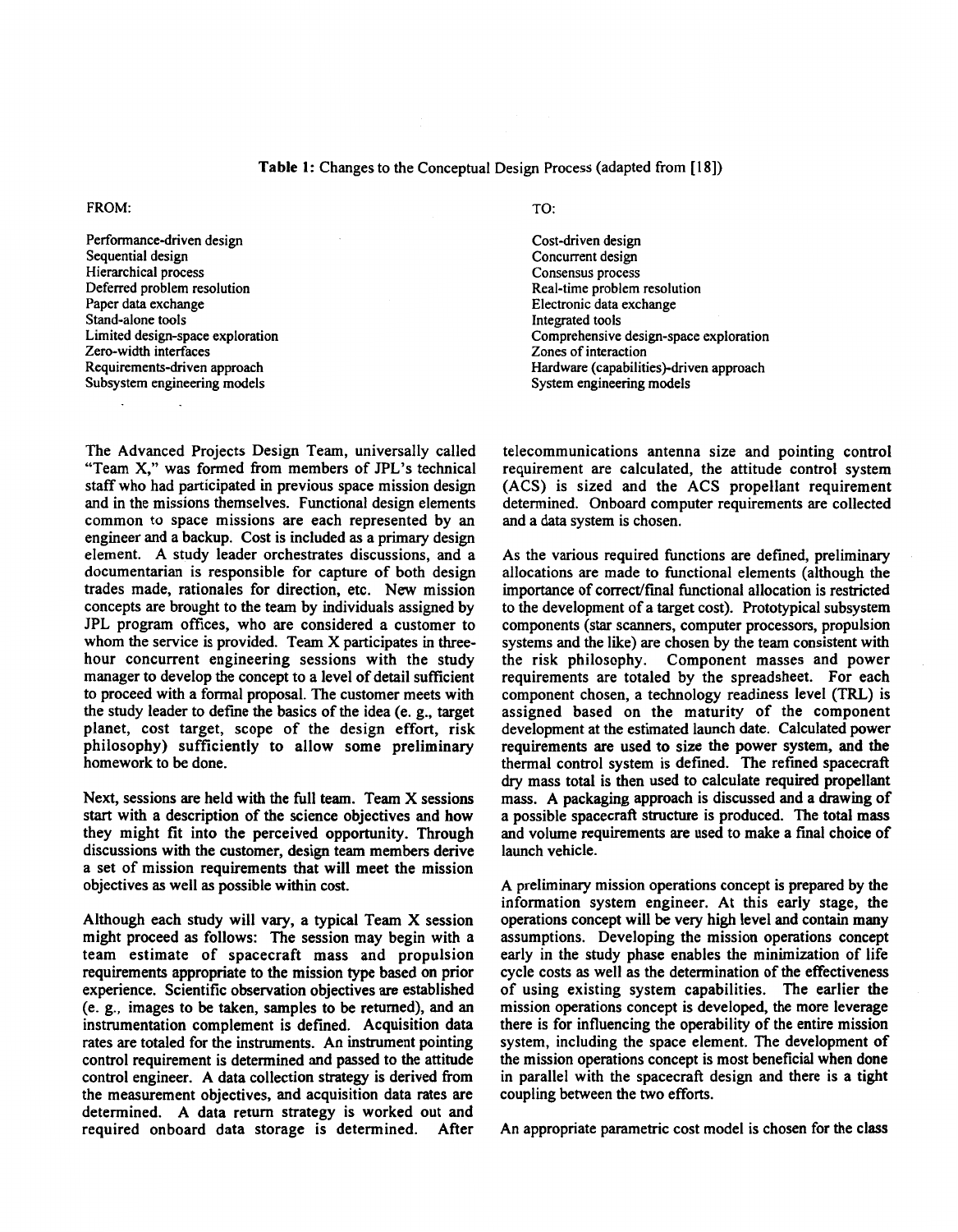**Table 1:** Changes to the Conceptual Design Process (adapted from [18])

| FROM: | TO: |
| --- | --- |
| Performance-driven design | Cost-driven design |
| Sequential design | Concurrent design |
| Hierarchical process | Consensus process |
| Deferred problem resolution | Real-time problem resolution |
| Paper data exchange | Electronic data exchange |
| Stand-alone tools | Integrated tools |
| Limited design-space exploration | Comprehensive design-space exploration |
| Zero-width interfaces | Zones of interaction |
| Requirements-driven approach | Hardware (capabilities)-driven approach |
| Subsystem engineering models | System engineering models |

The Advanced Projects Design Team, universally called "Team X," was formed from members of JPL's technical staff who had participated in previous space mission design and in the missions themselves. Functional design elements common to space missions are each represented by an engineer and a backup. Cost is included as a primary design element. A study leader orchestrates discussions, and a documentarian is responsible for capture of both design trades made, rationales for direction, etc. New mission concepts are brought to the team by individuals assigned by JPL program offices, who are considered a customer to whom the service is provided. Team X participates in three-hour concurrent engineering sessions with the study manager to develop the concept to a level of detail sufficient to proceed with a formal proposal. The customer meets with the study leader to define the basics of the idea (e. g., target planet, cost target, scope of the design effort, risk philosophy) sufficiently to allow some preliminary homework to be done.

Next, sessions are held with the full team. Team X sessions start with a description of the science objectives and how they might fit into the perceived opportunity. Through discussions with the customer, design team members derive a set of mission requirements that will meet the mission objectives as well as possible within cost.

Although each study will vary, a typical Team X session might proceed as follows: The session may begin with a team estimate of spacecraft mass and propulsion requirements appropriate to the mission type based on prior experience. Scientific observation objectives are established (e. g., images to be taken, samples to be returned), and an instrumentation complement is defined. Acquisition data rates are totaled for the instruments. An instrument pointing control requirement is determined and passed to the attitude control engineer. A data collection strategy is derived from the measurement objectives, and acquisition data rates are determined. A data return strategy is worked out and required onboard data storage is determined. After telecommunications antenna size and pointing control requirement are calculated, the attitude control system (ACS) is sized and the ACS propellant requirement determined. Onboard computer requirements are collected and a data system is chosen.

As the various required functions are defined, preliminary allocations are made to functional elements (although the importance of correct/final functional allocation is restricted to the development of a target cost). Prototypical subsystem components (star scanners, computer processors, propulsion systems and the like) are chosen by the team consistent with the risk philosophy. Component masses and power requirements are totaled by the spreadsheet. For each component chosen, a technology readiness level (TRL) is assigned based on the maturity of the component development at the estimated launch date. Calculated power requirements are used to size the power system, and the thermal control system is defined. The refined spacecraft dry mass total is then used to calculate required propellant mass. A packaging approach is discussed and a drawing of a possible spacecraft structure is produced. The total mass and volume requirements are used to make a final choice of launch vehicle.

A preliminary mission operations concept is prepared by the information system engineer. At this early stage, the operations concept will be very high level and contain many assumptions. Developing the mission operations concept early in the study phase enables the minimization of life cycle costs as well as the determination of the effectiveness of using existing system capabilities. The earlier the mission operations concept is developed, the more leverage there is for influencing the operability of the entire mission system, including the space element. The development of the mission operations concept is most beneficial when done in parallel with the spacecraft design and there is a tight coupling between the two efforts.

An appropriate parametric cost model is chosen for the class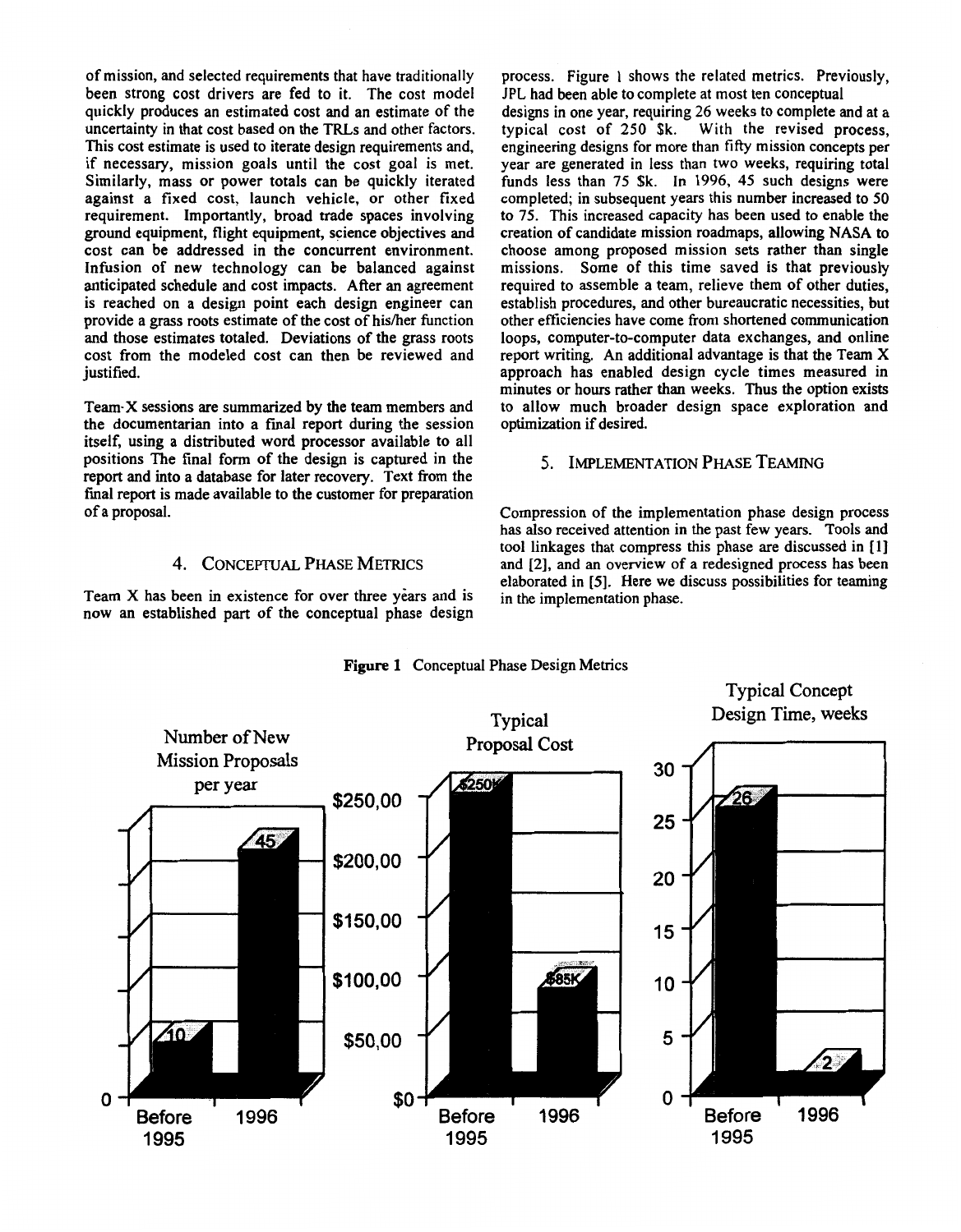of mission, and selected requirements that have traditionally been strong cost drivers are fed to it. The cost model quickly produces an estimated cost and an estimate of the uncertainty in that cost based on the TRLs and other factors. This cost estimate is used to iterate design requirements and, if necessary, mission goals until the cost goal is met. Similarly, mass or power totals can be quickly iterated against a fixed cost, launch vehicle, or other fixed requirement. Importantly, broad trade spaces involving ground equipment, flight equipment, science objectives and cost can be addressed in the concurrent environment. Infusion of new technology can be balanced against anticipated schedule and cost impacts. After an agreement is reached on a design point each design engineer can provide a grass roots estimate of the cost of his/her function and those estimates totaled. Deviations of the grass roots cost from the modeled cost can then be reviewed and justified.

Team-X sessions are summarized by the team members and the documentarian into a final report during the session itself, using a distributed word processor available to all positions The final form of the design is captured in the report and into a database for later recovery. Text from the final report is made available to the customer for preparation of a proposal.

## 4. Conceptual Phase Metrics

Team X has been in existence for over three years and is now an established part of the conceptual phase design process. Figure 1 shows the related metrics. Previously, JPL had been able to complete at most ten conceptual designs in one year, requiring 26 weeks to complete and at a typical cost of 250 $k. With the revised process, engineering designs for more than fifty mission concepts per year are generated in less than two weeks, requiring total funds less than 75 $k. In 1996, 45 such designs were completed; in subsequent years this number increased to 50 to 75. This increased capacity has been used to enable the creation of candidate mission roadmaps, allowing NASA to choose among proposed mission sets rather than single missions. Some of this time saved is that previously required to assemble a team, relieve them of other duties, establish procedures, and other bureaucratic necessities, but other efficiencies have come from shortened communication loops, computer-to-computer data exchanges, and online report writing. An additional advantage is that the Team X approach has enabled design cycle times measured in minutes or hours rather than weeks. Thus the option exists to allow much broader design space exploration and optimization if desired.

## 5. Implementation Phase Teaming

Compression of the implementation phase design process has also received attention in the past few years. Tools and tool linkages that compress this phase are discussed in [1] and [2], and an overview of a redesigned process has been elaborated in [5]. Here we discuss possibilities for teaming in the implementation phase.

**Figure 1** Conceptual Phase Design Metrics

| | Before 1995 | 1996 |
|---|---|---|
| Number of New Mission Proposals per year | 10 | 45 |
| Typical Proposal Cost | $250K | $85K |
| Typical Concept Design Time, weeks | 26 | 2 |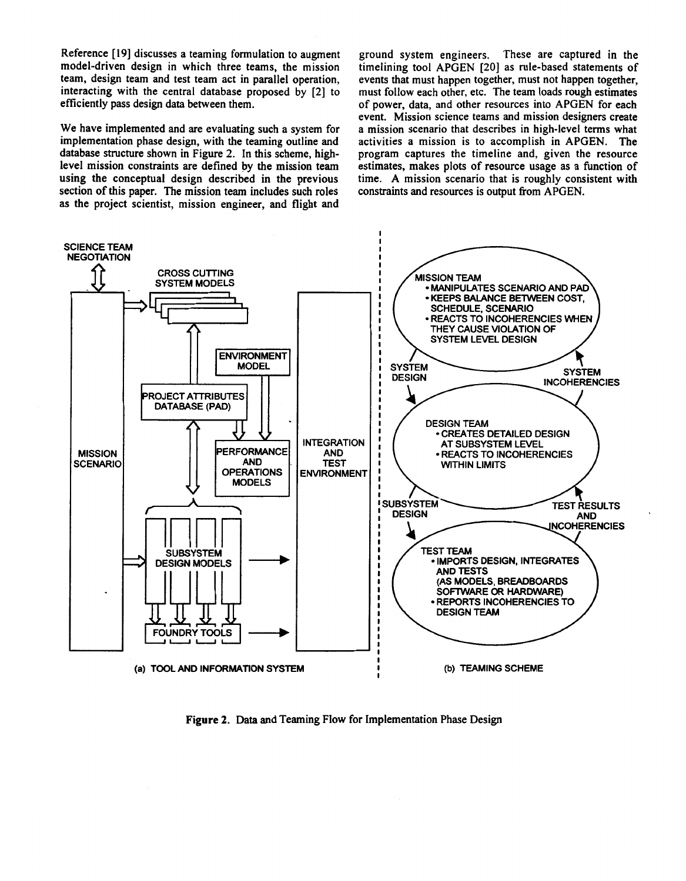Reference [19] discusses a teaming formulation to augment model-driven design in which three teams, the mission team, design team and test team act in parallel operation, interacting with the central database proposed by [2] to efficiently pass design data between them.

We have implemented and are evaluating such a system for implementation phase design, with the teaming outline and database structure shown in Figure 2. In this scheme, high-level mission constraints are defined by the mission team using the conceptual design described in the previous section of this paper. The mission team includes such roles as the project scientist, mission engineer, and flight and ground system engineers. These are captured in the timelining tool APGEN [20] as rule-based statements of events that must happen together, must not happen together, must follow each other, etc. The team loads rough estimates of power, data, and other resources into APGEN for each event. Mission science teams and mission designers create a mission scenario that describes in high-level terms what activities a mission is to accomplish in APGEN. The program captures the timeline and, given the resource estimates, makes plots of resource usage as a function of time. A mission scenario that is roughly consistent with constraints and resources is output from APGEN.

(a) TOOL AND INFORMATION SYSTEM

(b) TEAMING SCHEME

**Figure 2.** Data and Teaming Flow for Implementation Phase Design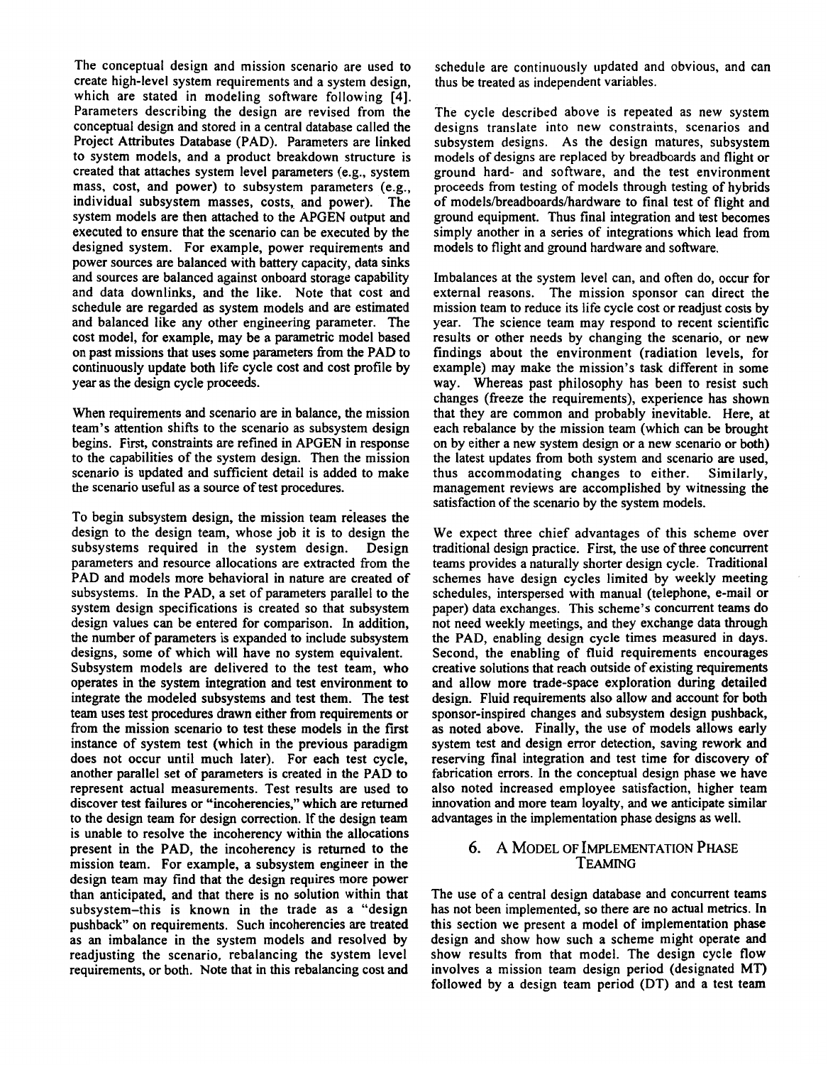The conceptual design and mission scenario are used to create high-level system requirements and a system design, which are stated in modeling software following [4]. Parameters describing the design are revised from the conceptual design and stored in a central database called the Project Attributes Database (PAD). Parameters are linked to system models, and a product breakdown structure is created that attaches system level parameters (e.g., system mass, cost, and power) to subsystem parameters (e.g., individual subsystem masses, costs, and power). The system models are then attached to the APGEN output and executed to ensure that the scenario can be executed by the designed system. For example, power requirements and power sources are balanced with battery capacity, data sinks and sources are balanced against onboard storage capability and data downlinks, and the like. Note that cost and schedule are regarded as system models and are estimated and balanced like any other engineering parameter. The cost model, for example, may be a parametric model based on past missions that uses some parameters from the PAD to continuously update both life cycle cost and cost profile by year as the design cycle proceeds.

When requirements and scenario are in balance, the mission team's attention shifts to the scenario as subsystem design begins. First, constraints are refined in APGEN in response to the capabilities of the system design. Then the mission scenario is updated and sufficient detail is added to make the scenario useful as a source of test procedures.

To begin subsystem design, the mission team releases the design to the design team, whose job it is to design the subsystems required in the system design. Design parameters and resource allocations are extracted from the PAD and models more behavioral in nature are created of subsystems. In the PAD, a set of parameters parallel to the system design specifications is created so that subsystem design values can be entered for comparison. In addition, the number of parameters is expanded to include subsystem designs, some of which will have no system equivalent. Subsystem models are delivered to the test team, who operates in the system integration and test environment to integrate the modeled subsystems and test them. The test team uses test procedures drawn either from requirements or from the mission scenario to test these models in the first instance of system test (which in the previous paradigm does not occur until much later). For each test cycle, another parallel set of parameters is created in the PAD to represent actual measurements. Test results are used to discover test failures or "incoherencies," which are returned to the design team for design correction. If the design team is unable to resolve the incoherency within the allocations present in the PAD, the incoherency is returned to the mission team. For example, a subsystem engineer in the design team may find that the design requires more power than anticipated, and that there is no solution within that subsystem–this is known in the trade as a "design pushback" on requirements. Such incoherencies are treated as an imbalance in the system models and resolved by readjusting the scenario, rebalancing the system level requirements, or both. Note that in this rebalancing cost and schedule are continuously updated and obvious, and can thus be treated as independent variables.

The cycle described above is repeated as new system designs translate into new constraints, scenarios and subsystem designs. As the design matures, subsystem models of designs are replaced by breadboards and flight or ground hard- and software, and the test environment proceeds from testing of models through testing of hybrids of models/breadboards/hardware to final test of flight and ground equipment. Thus final integration and test becomes simply another in a series of integrations which lead from models to flight and ground hardware and software.

Imbalances at the system level can, and often do, occur for external reasons. The mission sponsor can direct the mission team to reduce its life cycle cost or readjust costs by year. The science team may respond to recent scientific results or other needs by changing the scenario, or new findings about the environment (radiation levels, for example) may make the mission's task different in some way. Whereas past philosophy has been to resist such changes (freeze the requirements), experience has shown that they are common and probably inevitable. Here, at each rebalance by the mission team (which can be brought on by either a new system design or a new scenario or both) the latest updates from both system and scenario are used, thus accommodating changes to either. Similarly, management reviews are accomplished by witnessing the satisfaction of the scenario by the system models.

We expect three chief advantages of this scheme over traditional design practice. First, the use of three concurrent teams provides a naturally shorter design cycle. Traditional schemes have design cycles limited by weekly meeting schedules, interspersed with manual (telephone, e-mail or paper) data exchanges. This scheme's concurrent teams do not need weekly meetings, and they exchange data through the PAD, enabling design cycle times measured in days. Second, the enabling of fluid requirements encourages creative solutions that reach outside of existing requirements and allow more trade-space exploration during detailed design. Fluid requirements also allow and account for both sponsor-inspired changes and subsystem design pushback, as noted above. Finally, the use of models allows early system test and design error detection, saving rework and reserving final integration and test time for discovery of fabrication errors. In the conceptual design phase we have also noted increased employee satisfaction, higher team innovation and more team loyalty, and we anticipate similar advantages in the implementation phase designs as well.

## 6. A Model of Implementation Phase Teaming

The use of a central design database and concurrent teams has not been implemented, so there are no actual metrics. In this section we present a model of implementation phase design and show how such a scheme might operate and show results from that model. The design cycle flow involves a mission team design period (designated MT) followed by a design team period (DT) and a test team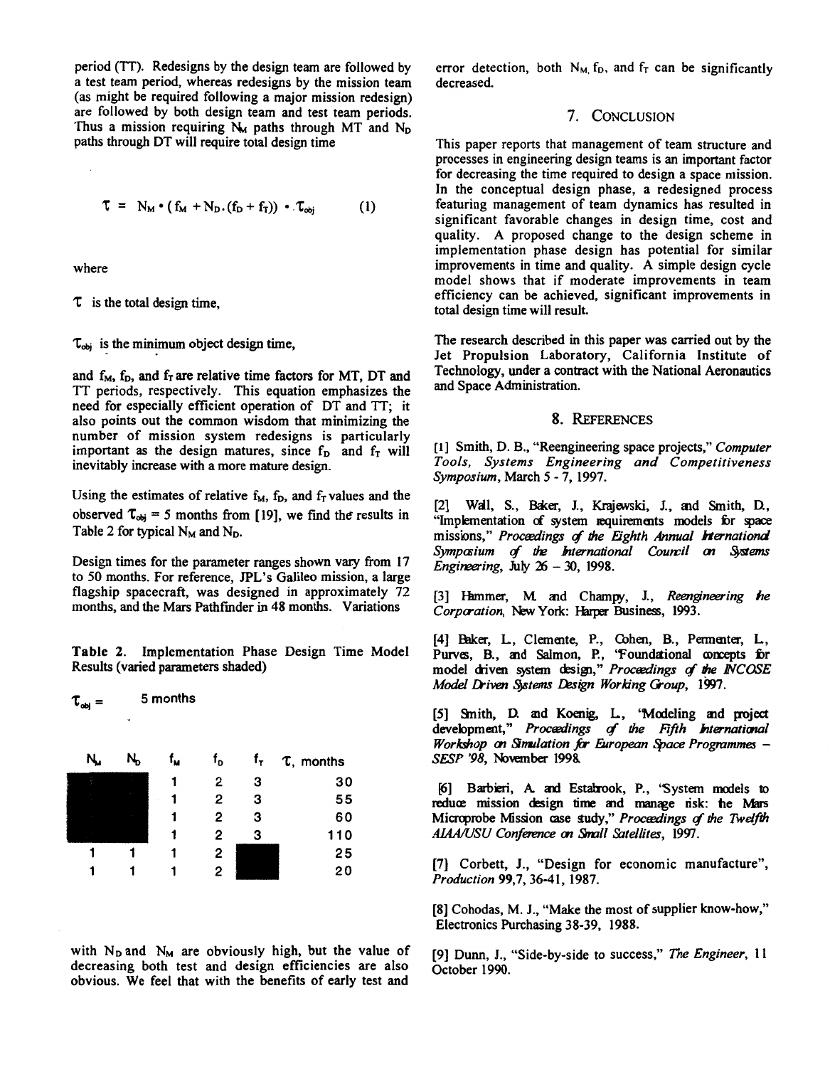period (TT). Redesigns by the design team are followed by a test team period, whereas redesigns by the mission team (as might be required following a major mission redesign) are followed by both design team and test team periods. Thus a mission requiring $N_M$ paths through MT and $N_D$ paths through DT will require total design time

$$\tau = N_M \cdot (f_M + N_D \cdot (f_D + f_T)) \cdot \tau_{obj} \quad (1)$$

where

$\tau$ is the total design time,

$\tau_{obj}$ is the minimum object design time,

and $f_M$, $f_D$, and $f_T$ are relative time factors for MT, DT and TT periods, respectively. This equation emphasizes the need for especially efficient operation of DT and TT; it also points out the common wisdom that minimizing the number of mission system redesigns is particularly important as the design matures, since $f_D$ and $f_T$ will inevitably increase with a more mature design.

Using the estimates of relative $f_M$, $f_D$, and $f_T$ values and the observed $\tau_{obj}$ = 5 months from [19], we find the results in Table 2 for typical $N_M$ and $N_D$.

Design times for the parameter ranges shown vary from 17 to 50 months. For reference, JPL's Galileo mission, a large flagship spacecraft, was designed in approximately 72 months, and the Mars Pathfinder in 48 months. Variations with $N_D$ and $N_M$ are obviously high, but the value of decreasing both test and design efficiencies are also obvious. We feel that with the benefits of early test and error detection, both $N_M$, $f_D$, and $f_T$ can be significantly decreased.

**Table 2.** Implementation Phase Design Time Model Results (varied parameters shaded)

$\tau_{obj}$ = 5 months

| $N_M$ | $N_D$ | $f_M$ | $f_D$ | $f_T$ | $\tau$, months |
|---|---|---|---|---|---|
| | | 1 | 2 | 3 | 30 |
| | | 1 | 2 | 3 | 55 |
| | | 1 | 2 | 3 | 60 |
| | | 1 | 2 | 3 | 110 |
| 1 | 1 | 1 | 2 | | 25 |
| 1 | 1 | 1 | 2 | | 20 |

## 7. Conclusion

This paper reports that management of team structure and processes in engineering design teams is an important factor for decreasing the time required to design a space mission. In the conceptual design phase, a redesigned process featuring management of team dynamics has resulted in significant favorable changes in design time, cost and quality. A proposed change to the design scheme in implementation phase design has potential for similar improvements in time and quality. A simple design cycle model shows that if moderate improvements in team efficiency can be achieved, significant improvements in total design time will result.

The research described in this paper was carried out by the Jet Propulsion Laboratory, California Institute of Technology, under a contract with the National Aeronautics and Space Administration.

## 8. References

[1] Smith, D. B., "Reengineering space projects," *Computer Tools, Systems Engineering and Competitiveness Symposium*, March 5 - 7, 1997.

[2] Wall, S., Baker, J., Krajewski, J., and Smith, D., "Implementation of system requirements models for space missions," *Proceedings of the Eighth Annual International Symposium of the International Council on Systems Engineering*, July 26 – 30, 1998.

[3] Hammer, M. and Champy, J., *Reengineering the Corporation*, New York: Harper Business, 1993.

[4] Baker, L., Clemente, P., Cohen, B., Permenter, L., Purves, B., and Salmon, P., "Foundational concepts for model driven system design," *Proceedings of the INCOSE Model Driven Systems Design Working Group*, 1997.

[5] Smith, D. and Koenig, L., "Modeling and project development," *Proceedings of the Fifth International Workshop on Simulation for European Space Programmes – SESP '98*, November 1998.

[6] Barbieri, A. and Estabrook, P., "System models to reduce mission design time and manage risk: the Mars Microprobe Mission case study," *Proceedings of the Twelfth AIAA/USU Conference on Small Satellites*, 1997.

[7] Corbett, J., "Design for economic manufacture", *Production* 99,7, 36-41, 1987.

[8] Cohodas, M. J., "Make the most of supplier know-how," Electronics Purchasing 38-39, 1988.

[9] Dunn, J., "Side-by-side to success," *The Engineer*, 11 October 1990.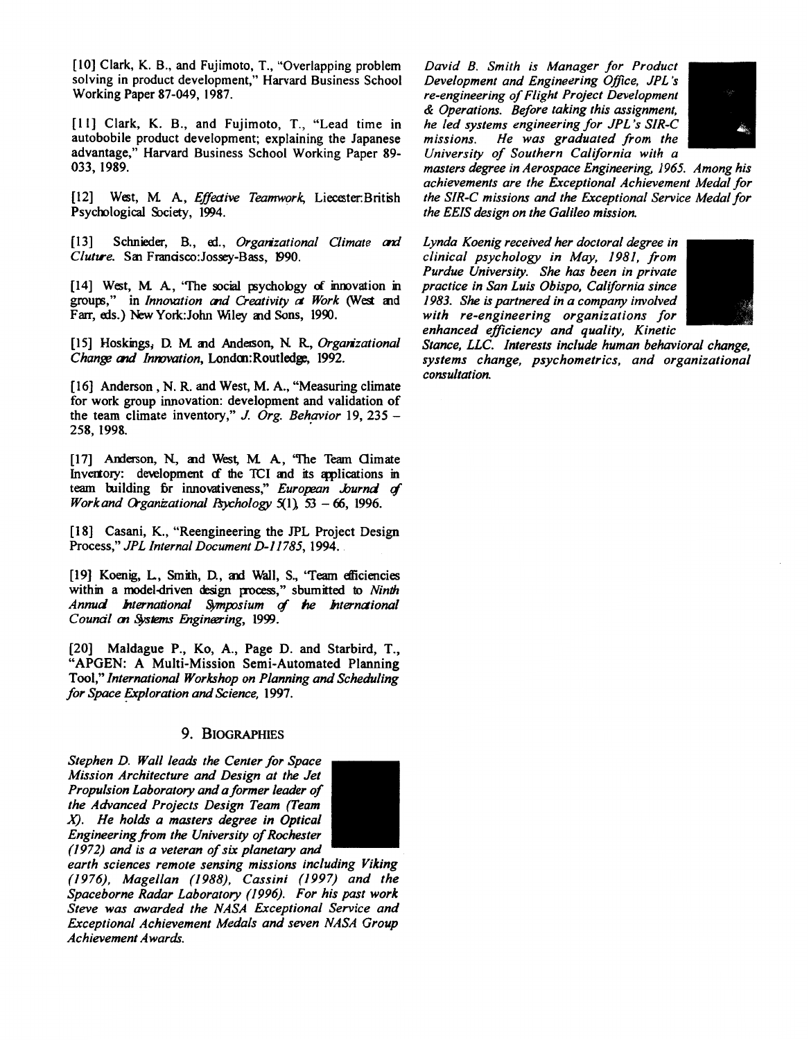[10] Clark, K. B., and Fujimoto, T., "Overlapping problem solving in product development," Harvard Business School Working Paper 87-049, 1987.

[11] Clark, K. B., and Fujimoto, T., "Lead time in autobobile product development; explaining the Japanese advantage," Harvard Business School Working Paper 89-033, 1989.

[12] West, M. A., *Effective Teamwork*, Liecester:British Psychological Society, 1994.

[13] Schnieder, B., ed., *Organizational Climate and Cluture*. San Francisco:Jossey-Bass, 1990.

[14] West, M. A., "The social psychology of innovation in groups," in *Innovation and Creativity at Work* (West and Farr, eds.) New York:John Wiley and Sons, 1990.

[15] Hoskings, D. M. and Anderson, N. R., *Organizational Change and Innovation*, London:Routledge, 1992.

[16] Anderson , N. R. and West, M. A., "Measuring climate for work group innovation: development and validation of the team climate inventory," *J. Org. Behavior* 19, 235 – 258, 1998.

[17] Anderson, N., and West, M. A., "The Team Climate Inventory: development of the TCI and its applications in team building for innovativeness," *European Journal of Work and Organizational Psychology* 5(1), 53 – 66, 1996.

[18] Casani, K., "Reengineering the JPL Project Design Process," *JPL Internal Document D-11785*, 1994.

[19] Koenig, L., Smith, D., and Wall, S., "Team efficiencies within a model-driven design process," sbumitted to *Ninth Annual International Symposium of the International Council on Systems Engineering*, 1999.

[20] Maldague P., Ko, A., Page D. and Starbird, T., "APGEN: A Multi-Mission Semi-Automated Planning Tool," *International Workshop on Planning and Scheduling for Space Exploration and Science*, 1997.

## 9. Biographies

*Stephen D. Wall leads the Center for Space Mission Architecture and Design at the Jet Propulsion Laboratory and a former leader of the Advanced Projects Design Team (Team X). He holds a masters degree in Optical Engineering from the University of Rochester (1972) and is a veteran of six planetary and earth sciences remote sensing missions including Viking (1976), Magellan (1988), Cassini (1997) and the Spaceborne Radar Laboratory (1996). For his past work Steve was awarded the NASA Exceptional Service and Exceptional Achievement Medals and seven NASA Group Achievement Awards.*

*David B. Smith is Manager for Product Development and Engineering Office, JPL's re-engineering of Flight Project Development & Operations. Before taking this assignment, he led systems engineering for JPL's SIR-C missions. He was graduated from the University of Southern California with a masters degree in Aerospace Engineering, 1965. Among his achievements are the Exceptional Achievement Medal for the SIR-C missions and the Exceptional Service Medal for the EEIS design on the Galileo mission.*

*Lynda Koenig received her doctoral degree in clinical psychology in May, 1981, from Purdue University. She has been in private practice in San Luis Obispo, California since 1983. She is partnered in a company involved with re-engineering organizations for enhanced efficiency and quality, Kinetic Stance, LLC. Interests include human behavioral change, systems change, psychometrics, and organizational consultation.*